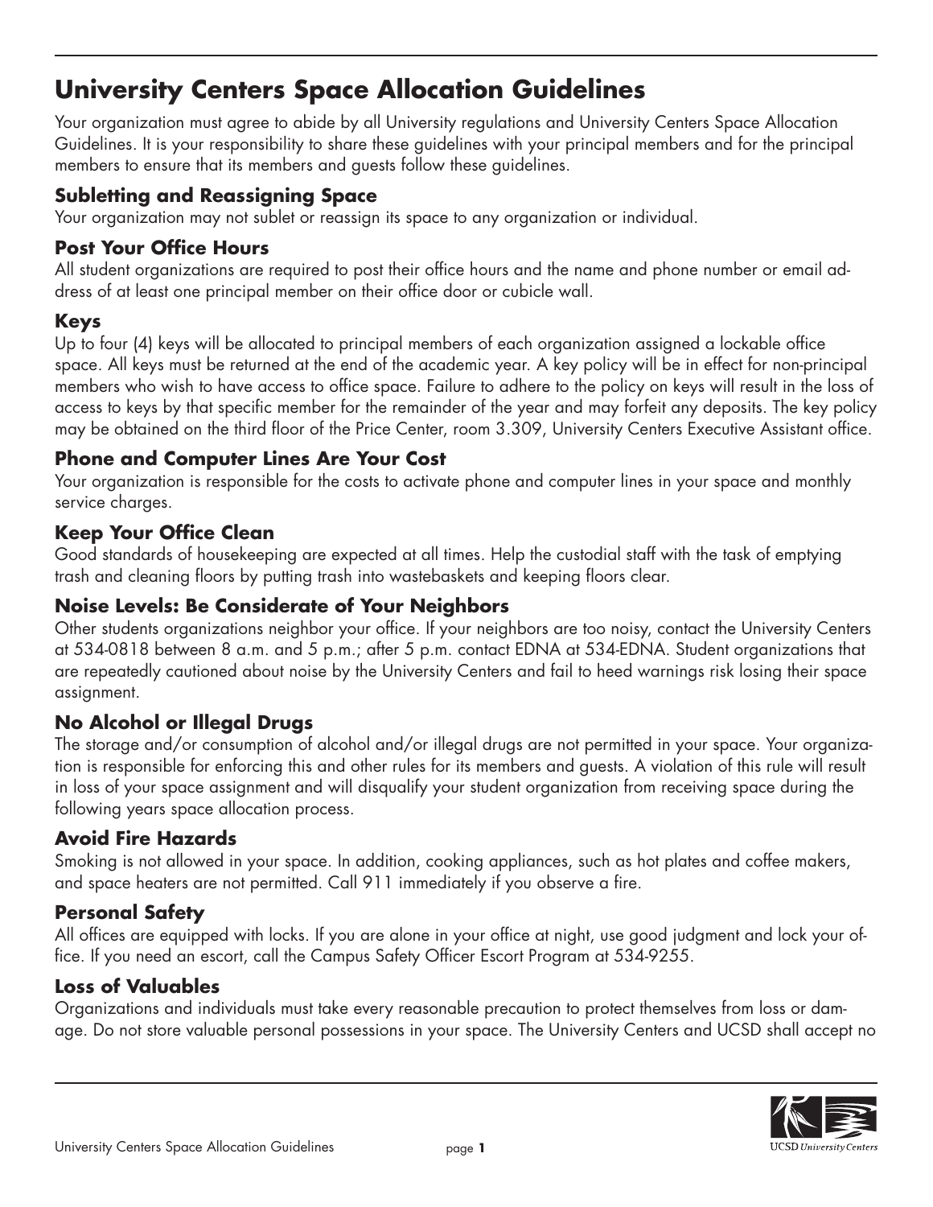# University Centers Space Allocation Guidelines

Your organization must agree to abide by all University regulations and University Centers Space Allocation Guidelines. It is your responsibility to share these guidelines with your principal members and for the principal members to ensure that its members and guests follow these guidelines.

### Subletting and Reassigning Space

Your organization may not sublet or reassign its space to any organization or individual.

### Post Your Office Hours

All student organizations are required to post their office hours and the name and phone number or email address of at least one principal member on their office door or cubicle wall.

### Keys

Up to four (4) keys will be allocated to principal members of each organization assigned a lockable office space. All keys must be returned at the end of the academic year. A key policy will be in effect for non-principal members who wish to have access to office space. Failure to adhere to the policy on keys will result in the loss of access to keys by that specific member for the remainder of the year and may forfeit any deposits. The key policy may be obtained on the third floor of the Price Center, room 3.309, University Centers Executive Assistant office.

### Phone and Computer Lines Are Your Cost

Your organization is responsible for the costs to activate phone and computer lines in your space and monthly service charges.

### Keep Your Office Clean

Good standards of housekeeping are expected at all times. Help the custodial staff with the task of emptying trash and cleaning floors by putting trash into wastebaskets and keeping floors clear.

### Noise Levels: Be Considerate of Your Neighbors

Other students organizations neighbor your office. If your neighbors are too noisy, contact the University Centers at 534-0818 between 8 a.m. and 5 p.m.; after 5 p.m. contact EDNA at 534-EDNA. Student organizations that are repeatedly cautioned about noise by the University Centers and fail to heed warnings risk losing their space assignment.

### No Alcohol or Illegal Drugs

The storage and/or consumption of alcohol and/or illegal drugs are not permitted in your space. Your organization is responsible for enforcing this and other rules for its members and guests. A violation of this rule will result in loss of your space assignment and will disqualify your student organization from receiving space during the following years space allocation process.

### Avoid Fire Hazards

Smoking is not allowed in your space. In addition, cooking appliances, such as hot plates and coffee makers, and space heaters are not permitted. Call 911 immediately if you observe a fire.

### Personal Safety

All offices are equipped with locks. If you are alone in your office at night, use good judgment and lock your office. If you need an escort, call the Campus Safety Officer Escort Program at 534-9255.

### Loss of Valuables

Organizations and individuals must take every reasonable precaution to protect themselves from loss or damage. Do not store valuable personal possessions in your space. The University Centers and UCSD shall accept no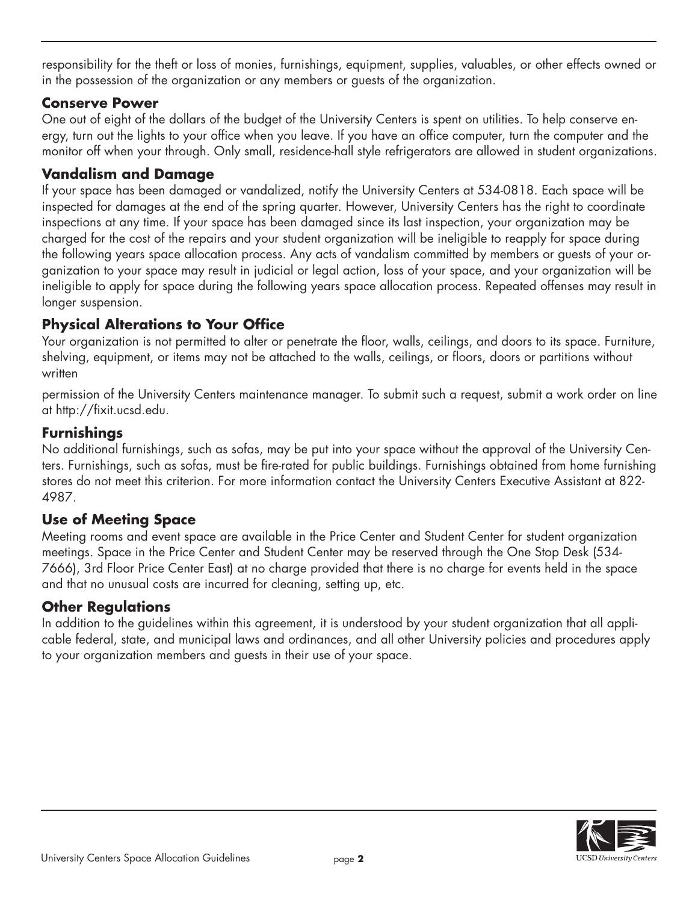responsibility for the theft or loss of monies, furnishings, equipment, supplies, valuables, or other effects owned or in the possession of the organization or any members or guests of the organization.

### Conserve Power

One out of eight of the dollars of the budget of the University Centers is spent on utilities. To help conserve energy, turn out the lights to your office when you leave. If you have an office computer, turn the computer and the monitor off when your through. Only small, residence-hall style refrigerators are allowed in student organizations.

### Vandalism and Damage

If your space has been damaged or vandalized, notify the University Centers at 534-0818. Each space will be inspected for damages at the end of the spring quarter. However, University Centers has the right to coordinate inspections at any time. If your space has been damaged since its last inspection, your organization may be charged for the cost of the repairs and your student organization will be ineligible to reapply for space during the following years space allocation process. Any acts of vandalism committed by members or guests of your organization to your space may result in judicial or legal action, loss of your space, and your organization will be ineligible to apply for space during the following years space allocation process. Repeated offenses may result in longer suspension.

### Physical Alterations to Your Office

Your organization is not permitted to alter or penetrate the floor, walls, ceilings, and doors to its space. Furniture, shelving, equipment, or items may not be attached to the walls, ceilings, or floors, doors or partitions without written

permission of the University Centers maintenance manager. To submit such a request, submit a work order on line at http://fixit.ucsd.edu.

### Furnishings

No additional furnishings, such as sofas, may be put into your space without the approval of the University Centers. Furnishings, such as sofas, must be fire-rated for public buildings. Furnishings obtained from home furnishing stores do not meet this criterion. For more information contact the University Centers Executive Assistant at 822-4987.

### Use of Meeting Space

Meeting rooms and event space are available in the Price Center and Student Center for student organization meetings. Space in the Price Center and Student Center may be reserved through the One Stop Desk (534-7666), 3rd Floor Price Center East) at no charge provided that there is no charge for events held in the space and that no unusual costs are incurred for cleaning, setting up, etc.

### Other Regulations

In addition to the guidelines within this agreement, it is understood by your student organization that all applicable federal, state, and municipal laws and ordinances, and all other University policies and procedures apply to your organization members and guests in their use of your space.